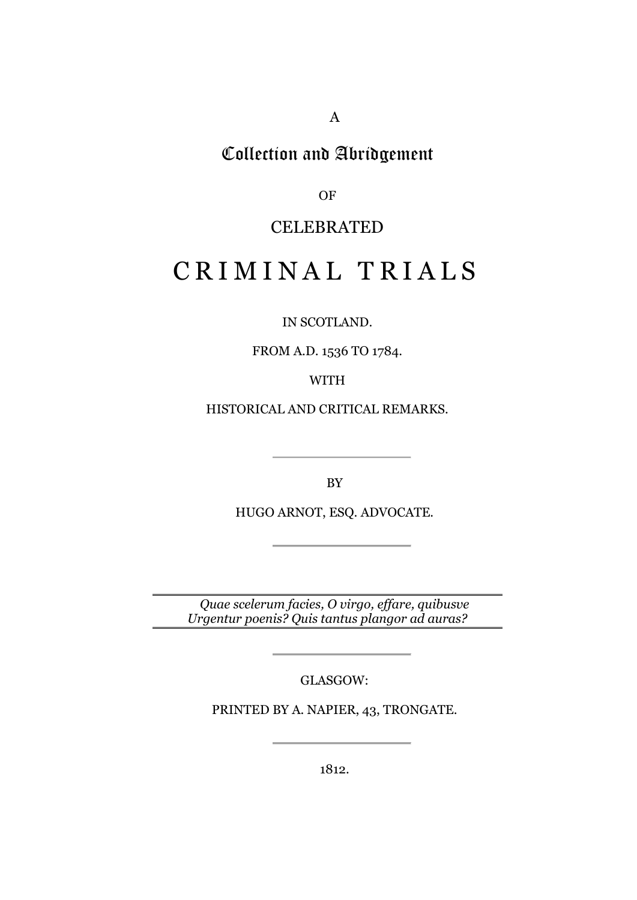A

# Collection and Abridgement

OF

CELEBRATED

# CRIMINAL TRIALS

IN SCOTLAND.

FROM A.D. 1536 TO 1784.

WITH

HISTORICAL AND CRITICAL REMARKS.

---

BY

HUGO ARNOT, ESQ. ADVOCATE.

---

*Quae scelerum facies, O virgo, effare, quibusve*
*Urgentur poenis? Quis tantus plangor ad auras?*

---

GLASGOW:

PRINTED BY A. NAPIER, 43, TRONGATE.

---

1812.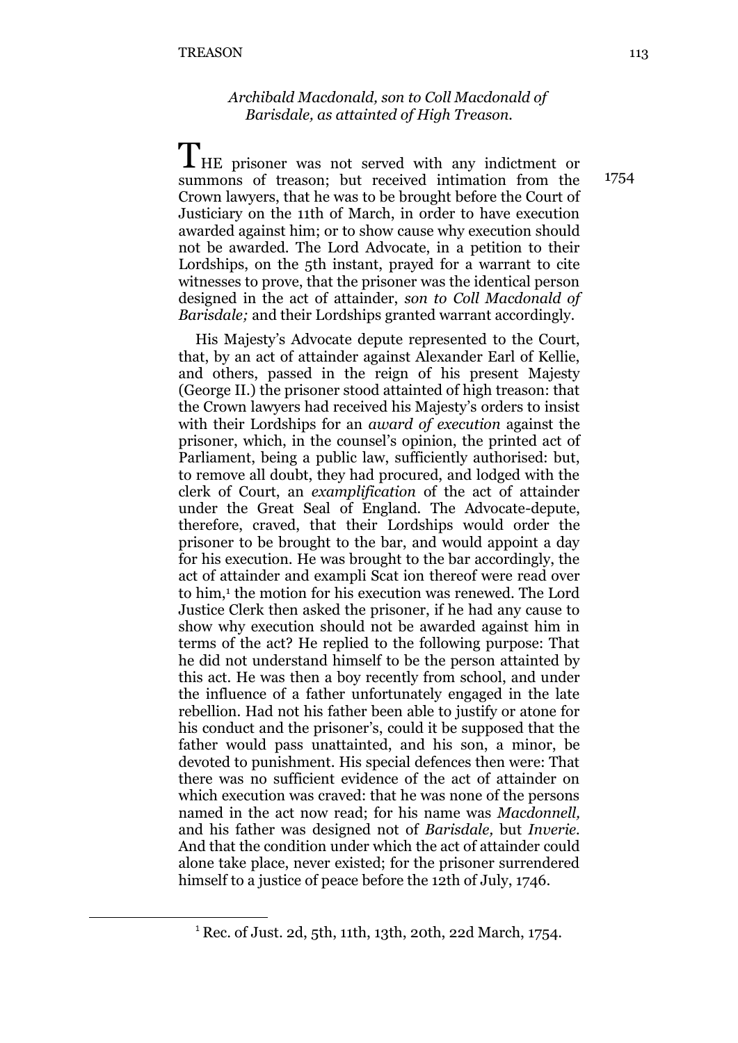*Archibald Macdonald, son to Coll Macdonald of Barisdale, as attainted of High Treason.*

1754

THE prisoner was not served with any indictment or summons of treason; but received intimation from the Crown lawyers, that he was to be brought before the Court of Justiciary on the 11th of March, in order to have execution awarded against him; or to show cause why execution should not be awarded. The Lord Advocate, in a petition to their Lordships, on the 5th instant, prayed for a warrant to cite witnesses to prove, that the prisoner was the identical person designed in the act of attainder, *son to Coll Macdonald of Barisdale;* and their Lordships granted warrant accordingly.

His Majesty's Advocate depute represented to the Court, that, by an act of attainder against Alexander Earl of Kellie, and others, passed in the reign of his present Majesty (George II.) the prisoner stood attainted of high treason: that the Crown lawyers had received his Majesty's orders to insist with their Lordships for an *award of execution* against the prisoner, which, in the counsel's opinion, the printed act of Parliament, being a public law, sufficiently authorised: but, to remove all doubt, they had procured, and lodged with the clerk of Court, an *examplification* of the act of attainder under the Great Seal of England. The Advocate-depute, therefore, craved, that their Lordships would order the prisoner to be brought to the bar, and would appoint a day for his execution. He was brought to the bar accordingly, the act of attainder and exampli Scat ion thereof were read over to him,[1] the motion for his execution was renewed. The Lord Justice Clerk then asked the prisoner, if he had any cause to show why execution should not be awarded against him in terms of the act? He replied to the following purpose: That he did not understand himself to be the person attainted by this act. He was then a boy recently from school, and under the influence of a father unfortunately engaged in the late rebellion. Had not his father been able to justify or atone for his conduct and the prisoner's, could it be supposed that the father would pass unattainted, and his son, a minor, be devoted to punishment. His special defences then were: That there was no sufficient evidence of the act of attainder on which execution was craved: that he was none of the persons named in the act now read; for his name was *Macdonnell,* and his father was designed not of *Barisdale,* but *Inverie.* And that the condition under which the act of attainder could alone take place, never existed; for the prisoner surrendered himself to a justice of peace before the 12th of July, 1746.

---

[1] Rec. of Just. 2d, 5th, 11th, 13th, 20th, 22d March, 1754.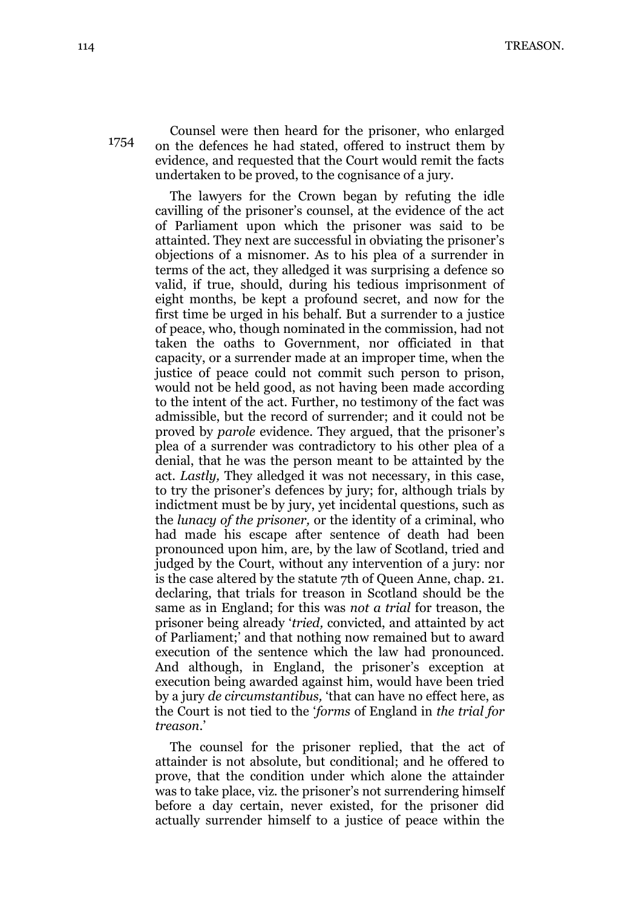1754

Counsel were then heard for the prisoner, who enlarged on the defences he had stated, offered to instruct them by evidence, and requested that the Court would remit the facts undertaken to be proved, to the cognisance of a jury.

The lawyers for the Crown began by refuting the idle cavilling of the prisoner's counsel, at the evidence of the act of Parliament upon which the prisoner was said to be attainted. They next are successful in obviating the prisoner's objections of a misnomer. As to his plea of a surrender in terms of the act, they alledged it was surprising a defence so valid, if true, should, during his tedious imprisonment of eight months, be kept a profound secret, and now for the first time be urged in his behalf. But a surrender to a justice of peace, who, though nominated in the commission, had not taken the oaths to Government, nor officiated in that capacity, or a surrender made at an improper time, when the justice of peace could not commit such person to prison, would not be held good, as not having been made according to the intent of the act. Further, no testimony of the fact was admissible, but the record of surrender; and it could not be proved by *parole* evidence. They argued, that the prisoner's plea of a surrender was contradictory to his other plea of a denial, that he was the person meant to be attainted by the act. *Lastly,* They alledged it was not necessary, in this case, to try the prisoner's defences by jury; for, although trials by indictment must be by jury, yet incidental questions, such as the *lunacy of the prisoner,* or the identity of a criminal, who had made his escape after sentence of death had been pronounced upon him, are, by the law of Scotland, tried and judged by the Court, without any intervention of a jury: nor is the case altered by the statute 7th of Queen Anne, chap. 21. declaring, that trials for treason in Scotland should be the same as in England; for this was *not a trial* for treason, the prisoner being already '*tried,* convicted, and attainted by act of Parliament;' and that nothing now remained but to award execution of the sentence which the law had pronounced. And although, in England, the prisoner's exception at execution being awarded against him, would have been tried by a jury *de circumstantibus,* 'that can have no effect here, as the Court is not tied to the '*forms* of England in *the trial for treason*.'

The counsel for the prisoner replied, that the act of attainder is not absolute, but conditional; and he offered to prove, that the condition under which alone the attainder was to take place, viz. the prisoner's not surrendering himself before a day certain, never existed, for the prisoner did actually surrender himself to a justice of peace within the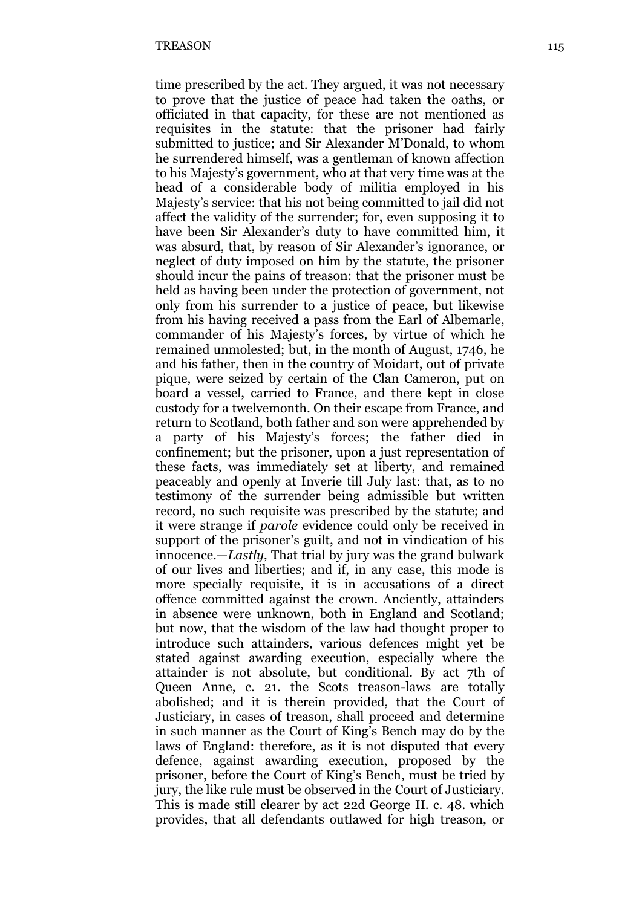time prescribed by the act. They argued, it was not necessary to prove that the justice of peace had taken the oaths, or officiated in that capacity, for these are not mentioned as requisites in the statute: that the prisoner had fairly submitted to justice; and Sir Alexander M'Donald, to whom he surrendered himself, was a gentleman of known affection to his Majesty's government, who at that very time was at the head of a considerable body of militia employed in his Majesty's service: that his not being committed to jail did not affect the validity of the surrender; for, even supposing it to have been Sir Alexander's duty to have committed him, it was absurd, that, by reason of Sir Alexander's ignorance, or neglect of duty imposed on him by the statute, the prisoner should incur the pains of treason: that the prisoner must be held as having been under the protection of government, not only from his surrender to a justice of peace, but likewise from his having received a pass from the Earl of Albemarle, commander of his Majesty's forces, by virtue of which he remained unmolested; but, in the month of August, 1746, he and his father, then in the country of Moidart, out of private pique, were seized by certain of the Clan Cameron, put on board a vessel, carried to France, and there kept in close custody for a twelvemonth. On their escape from France, and return to Scotland, both father and son were apprehended by a party of his Majesty's forces; the father died in confinement; but the prisoner, upon a just representation of these facts, was immediately set at liberty, and remained peaceably and openly at Inverie till July last: that, as to no testimony of the surrender being admissible but written record, no such requisite was prescribed by the statute; and it were strange if *parole* evidence could only be received in support of the prisoner's guilt, and not in vindication of his innocence.—*Lastly,* That trial by jury was the grand bulwark of our lives and liberties; and if, in any case, this mode is more specially requisite, it is in accusations of a direct offence committed against the crown. Anciently, attainders in absence were unknown, both in England and Scotland; but now, that the wisdom of the law had thought proper to introduce such attainders, various defences might yet be stated against awarding execution, especially where the attainder is not absolute, but conditional. By act 7th of Queen Anne, c. 21. the Scots treason-laws are totally abolished; and it is therein provided, that the Court of Justiciary, in cases of treason, shall proceed and determine in such manner as the Court of King's Bench may do by the laws of England: therefore, as it is not disputed that every defence, against awarding execution, proposed by the prisoner, before the Court of King's Bench, must be tried by jury, the like rule must be observed in the Court of Justiciary. This is made still clearer by act 22d George II. c. 48. which provides, that all defendants outlawed for high treason, or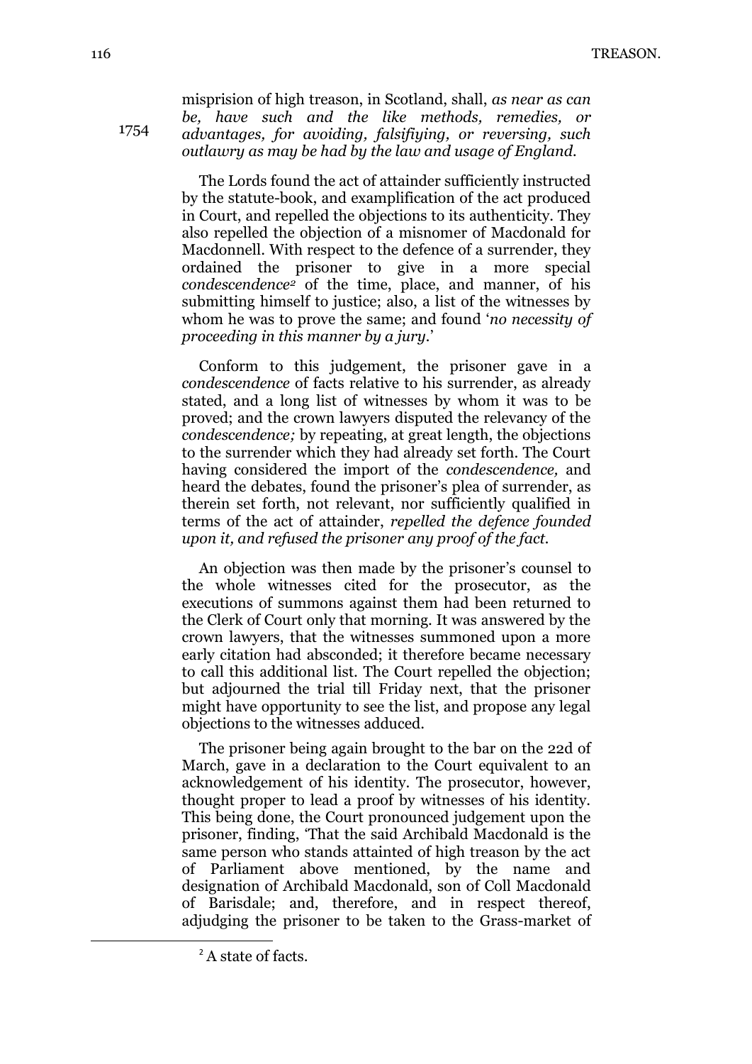1754

misprision of high treason, in Scotland, shall, *as near as can be, have such and the like methods, remedies, or advantages, for avoiding, falsifiying, or reversing, such outlawry as may be had by the law and usage of England.*

The Lords found the act of attainder sufficiently instructed by the statute-book, and examplification of the act produced in Court, and repelled the objections to its authenticity. They also repelled the objection of a misnomer of Macdonald for Macdonnell. With respect to the defence of a surrender, they ordained the prisoner to give in a more special *condescendence*[2] of the time, place, and manner, of his submitting himself to justice; also, a list of the witnesses by whom he was to prove the same; and found '*no necessity of proceeding in this manner by a jury.*'

Conform to this judgement, the prisoner gave in a *condescendence* of facts relative to his surrender, as already stated, and a long list of witnesses by whom it was to be proved; and the crown lawyers disputed the relevancy of the *condescendence;* by repeating, at great length, the objections to the surrender which they had already set forth. The Court having considered the import of the *condescendence,* and heard the debates, found the prisoner's plea of surrender, as therein set forth, not relevant, nor sufficiently qualified in terms of the act of attainder, *repelled the defence founded upon it, and refused the prisoner any proof of the fact.*

An objection was then made by the prisoner's counsel to the whole witnesses cited for the prosecutor, as the executions of summons against them had been returned to the Clerk of Court only that morning. It was answered by the crown lawyers, that the witnesses summoned upon a more early citation had absconded; it therefore became necessary to call this additional list. The Court repelled the objection; but adjourned the trial till Friday next, that the prisoner might have opportunity to see the list, and propose any legal objections to the witnesses adduced.

The prisoner being again brought to the bar on the 22d of March, gave in a declaration to the Court equivalent to an acknowledgement of his identity. The prosecutor, however, thought proper to lead a proof by witnesses of his identity. This being done, the Court pronounced judgement upon the prisoner, finding, 'That the said Archibald Macdonald is the same person who stands attainted of high treason by the act of Parliament above mentioned, by the name and designation of Archibald Macdonald, son of Coll Macdonald of Barisdale; and, therefore, and in respect thereof, adjudging the prisoner to be taken to the Grass-market of

[2] A state of facts.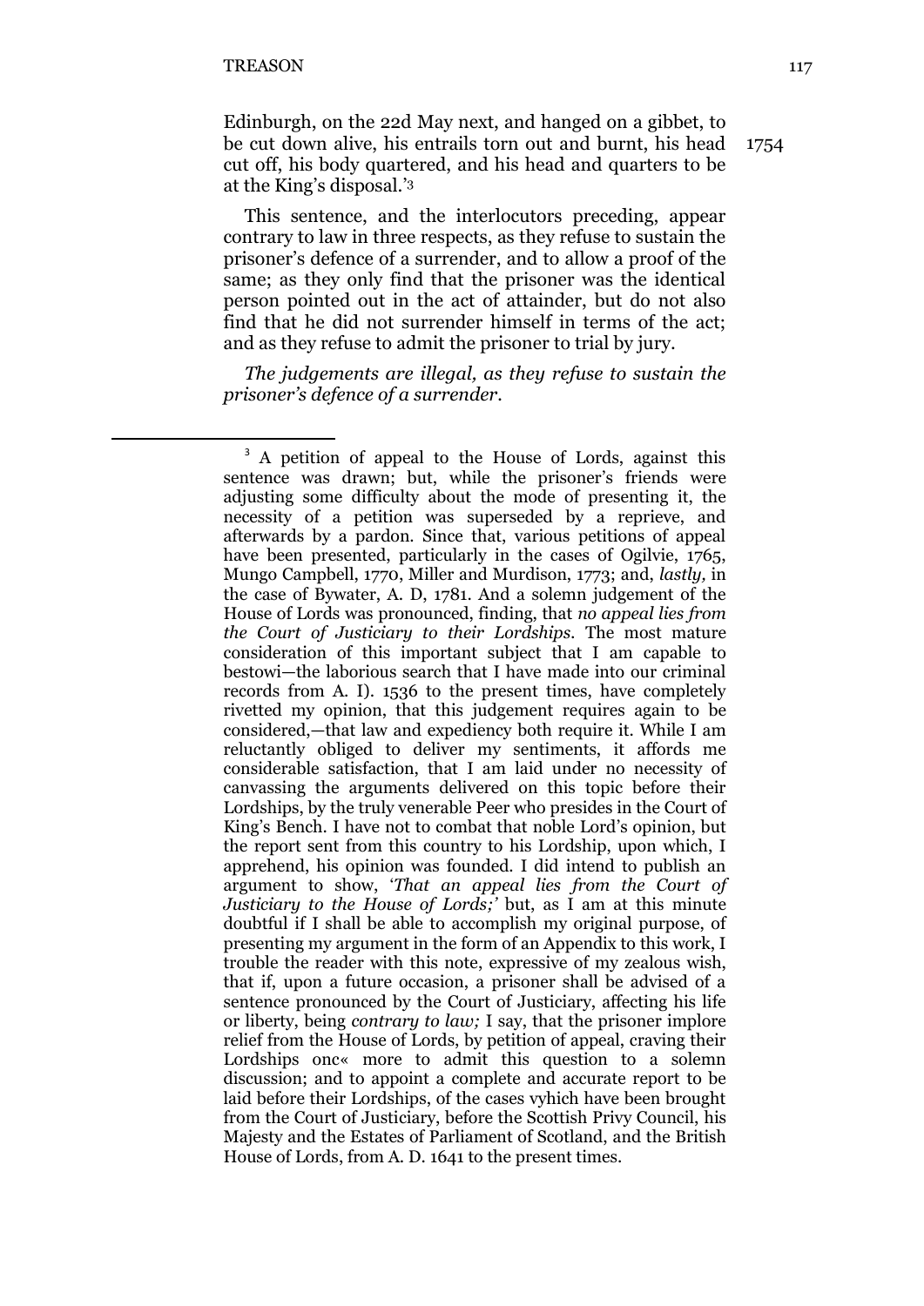Edinburgh, on the 22d May next, and hanged on a gibbet, to be cut down alive, his entrails torn out and burnt, his head cut off, his body quartered, and his head and quarters to be at the King's disposal.'[3]

1754

This sentence, and the interlocutors preceding, appear contrary to law in three respects, as they refuse to sustain the prisoner's defence of a surrender, and to allow a proof of the same; as they only find that the prisoner was the identical person pointed out in the act of attainder, but do not also find that he did not surrender himself in terms of the act; and as they refuse to admit the prisoner to trial by jury.

*The judgements are illegal, as they refuse to sustain the prisoner's defence of a surrender.*

---

[3] A petition of appeal to the House of Lords, against this sentence was drawn; but, while the prisoner's friends were adjusting some difficulty about the mode of presenting it, the necessity of a petition was superseded by a reprieve, and afterwards by a pardon. Since that, various petitions of appeal have been presented, particularly in the cases of Ogilvie, 1765, Mungo Campbell, 1770, Miller and Murdison, 1773; and, *lastly,* in the case of Bywater, A. D, 1781. And a solemn judgement of the House of Lords was pronounced, finding, that *no appeal lies from the Court of Justiciary to their Lordships.* The most mature consideration of this important subject that I am capable to bestowi—the laborious search that I have made into our criminal records from A. I). 1536 to the present times, have completely rivetted my opinion, that this judgement requires again to be considered,—that law and expediency both require it. While I am reluctantly obliged to deliver my sentiments, it affords me considerable satisfaction, that I am laid under no necessity of canvassing the arguments delivered on this topic before their Lordships, by the truly venerable Peer who presides in the Court of King's Bench. I have not to combat that noble Lord's opinion, but the report sent from this country to his Lordship, upon which, I apprehend, his opinion was founded. I did intend to publish an argument to show, '*That an appeal lies from the Court of Justiciary to the House of Lords;*' but, as I am at this minute doubtful if I shall be able to accomplish my original purpose, of presenting my argument in the form of an Appendix to this work, I trouble the reader with this note, expressive of my zealous wish, that if, upon a future occasion, a prisoner shall be advised of a sentence pronounced by the Court of Justiciary, affecting his life or liberty, being *contrary to law;* I say, that the prisoner implore relief from the House of Lords, by petition of appeal, craving their Lordships onc« more to admit this question to a solemn discussion; and to appoint a complete and accurate report to be laid before their Lordships, of the cases vyhich have been brought from the Court of Justiciary, before the Scottish Privy Council, his Majesty and the Estates of Parliament of Scotland, and the British House of Lords, from A. D. 1641 to the present times.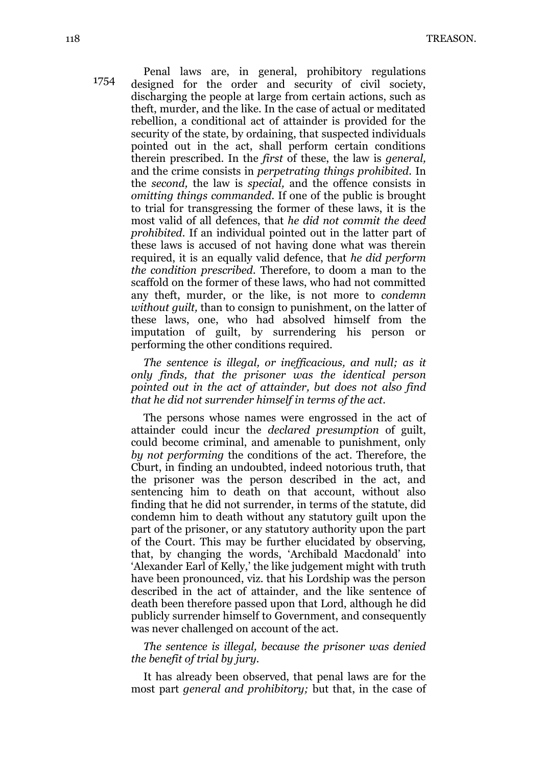1754

Penal laws are, in general, prohibitory regulations designed for the order and security of civil society, discharging the people at large from certain actions, such as theft, murder, and the like. In the case of actual or meditated rebellion, a conditional act of attainder is provided for the security of the state, by ordaining, that suspected individuals pointed out in the act, shall perform certain conditions therein prescribed. In the *first* of these, the law is *general,* and the crime consists in *perpetrating things prohibited.* In the *second,* the law is *special,* and the offence consists in *omitting things commanded.* If one of the public is brought to trial for transgressing the former of these laws, it is the most valid of all defences, that *he did not commit the deed prohibited.* If an individual pointed out in the latter part of these laws is accused of not having done what was therein required, it is an equally valid defence, that *he did perform the condition prescribed.* Therefore, to doom a man to the scaffold on the former of these laws, who had not committed any theft, murder, or the like, is not more to *condemn without guilt,* than to consign to punishment, on the latter of these laws, one, who had absolved himself from the imputation of guilt, by surrendering his person or performing the other conditions required.

*The sentence is illegal, or inefficacious, and null; as it only finds, that the prisoner was the identical person pointed out in the act of attainder, but does not also find that he did not surrender himself in terms of the act.*

The persons whose names were engrossed in the act of attainder could incur the *declared presumption* of guilt, could become criminal, and amenable to punishment, only *by not performing* the conditions of the act. Therefore, the Cburt, in finding an undoubted, indeed notorious truth, that the prisoner was the person described in the act, and sentencing him to death on that account, without also finding that he did not surrender, in terms of the statute, did condemn him to death without any statutory guilt upon the part of the prisoner, or any statutory authority upon the part of the Court. This may be further elucidated by observing, that, by changing the words, 'Archibald Macdonald' into 'Alexander Earl of Kelly,' the like judgement might with truth have been pronounced, viz. that his Lordship was the person described in the act of attainder, and the like sentence of death been therefore passed upon that Lord, although he did publicly surrender himself to Government, and consequently was never challenged on account of the act.

*The sentence is illegal, because the prisoner was denied the benefit of trial by jury.*

It has already been observed, that penal laws are for the most part *general and prohibitory;* but that, in the case of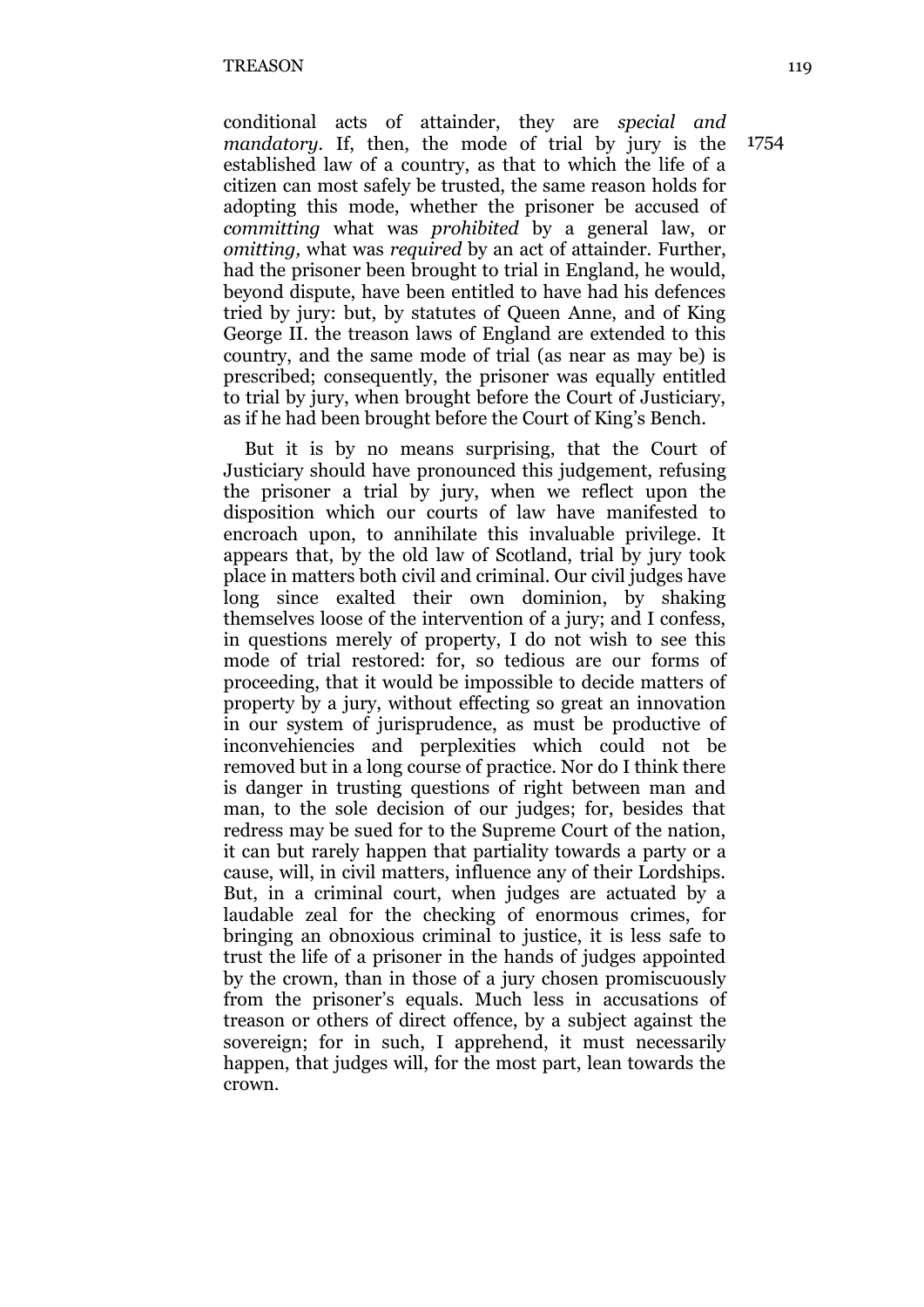conditional acts of attainder, they are *special and mandatory*. If, then, the mode of trial by jury is the established law of a country, as that to which the life of a citizen can most safely be trusted, the same reason holds for adopting this mode, whether the prisoner be accused of *committing* what was *prohibited* by a general law, or *omitting,* what was *required* by an act of attainder. Further, had the prisoner been brought to trial in England, he would, beyond dispute, have been entitled to have had his defences tried by jury: but, by statutes of Queen Anne, and of King George II. the treason laws of England are extended to this country, and the same mode of trial (as near as may be) is prescribed; consequently, the prisoner was equally entitled to trial by jury, when brought before the Court of Justiciary, as if he had been brought before the Court of King's Bench.

1754

But it is by no means surprising, that the Court of Justiciary should have pronounced this judgement, refusing the prisoner a trial by jury, when we reflect upon the disposition which our courts of law have manifested to encroach upon, to annihilate this invaluable privilege. It appears that, by the old law of Scotland, trial by jury took place in matters both civil and criminal. Our civil judges have long since exalted their own dominion, by shaking themselves loose of the intervention of a jury; and I confess, in questions merely of property, I do not wish to see this mode of trial restored: for, so tedious are our forms of proceeding, that it would be impossible to decide matters of property by a jury, without effecting so great an innovation in our system of jurisprudence, as must be productive of inconvehiencies and perplexities which could not be removed but in a long course of practice. Nor do I think there is danger in trusting questions of right between man and man, to the sole decision of our judges; for, besides that redress may be sued for to the Supreme Court of the nation, it can but rarely happen that partiality towards a party or a cause, will, in civil matters, influence any of their Lordships. But, in a criminal court, when judges are actuated by a laudable zeal for the checking of enormous crimes, for bringing an obnoxious criminal to justice, it is less safe to trust the life of a prisoner in the hands of judges appointed by the crown, than in those of a jury chosen promiscuously from the prisoner's equals. Much less in accusations of treason or others of direct offence, by a subject against the sovereign; for in such, I apprehend, it must necessarily happen, that judges will, for the most part, lean towards the crown.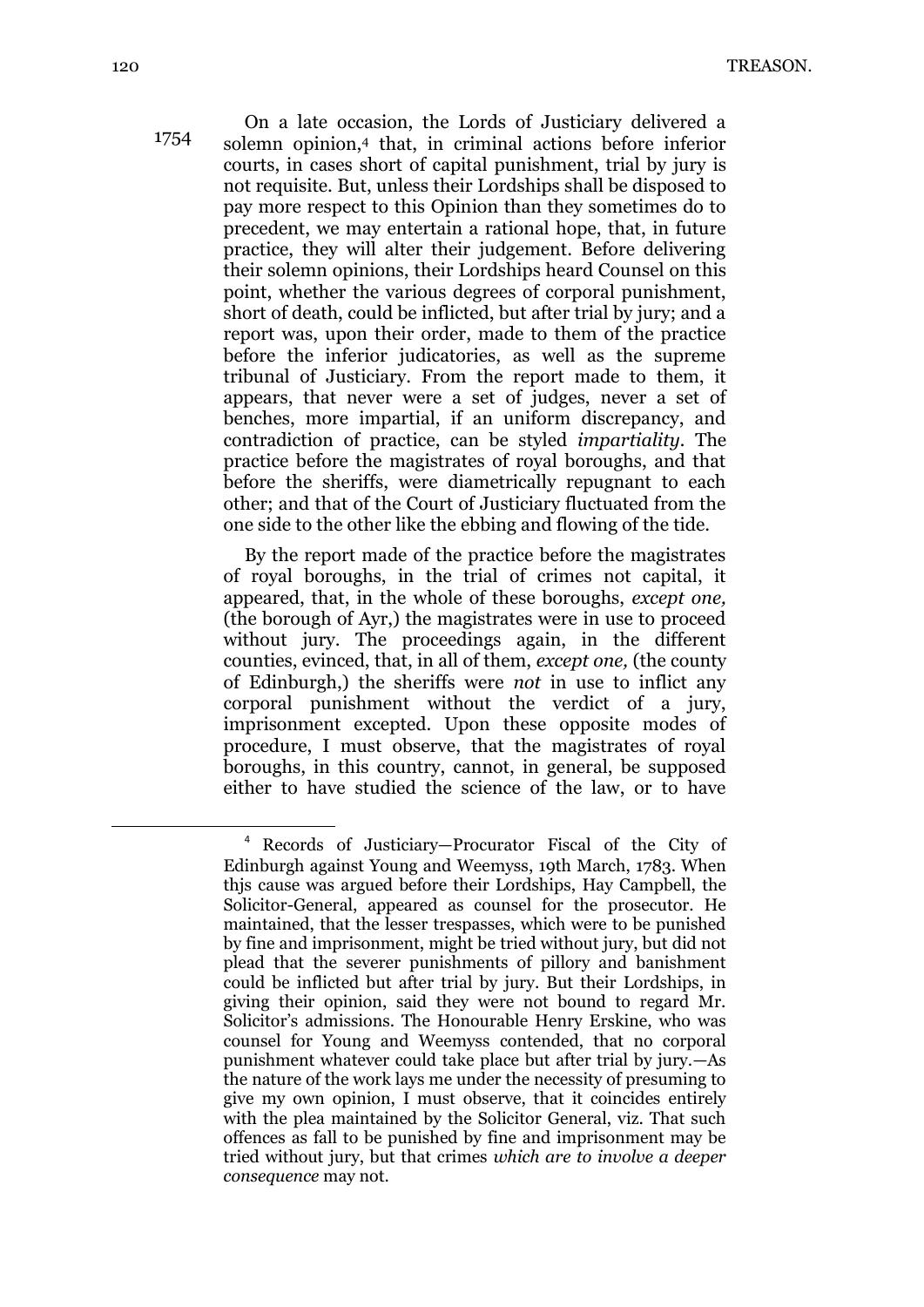1754

On a late occasion, the Lords of Justiciary delivered a solemn opinion,[4] that, in criminal actions before inferior courts, in cases short of capital punishment, trial by jury is not requisite. But, unless their Lordships shall be disposed to pay more respect to this Opinion than they sometimes do to precedent, we may entertain a rational hope, that, in future practice, they will alter their judgement. Before delivering their solemn opinions, their Lordships heard Counsel on this point, whether the various degrees of corporal punishment, short of death, could be inflicted, but after trial by jury; and a report was, upon their order, made to them of the practice before the inferior judicatories, as well as the supreme tribunal of Justiciary. From the report made to them, it appears, that never were a set of judges, never a set of benches, more impartial, if an uniform discrepancy, and contradiction of practice, can be styled *impartiality*. The practice before the magistrates of royal boroughs, and that before the sheriffs, were diametrically repugnant to each other; and that of the Court of Justiciary fluctuated from the one side to the other like the ebbing and flowing of the tide.

By the report made of the practice before the magistrates of royal boroughs, in the trial of crimes not capital, it appeared, that, in the whole of these boroughs, *except one,* (the borough of Ayr,) the magistrates were in use to proceed without jury. The proceedings again, in the different counties, evinced, that, in all of them, *except one,* (the county of Edinburgh,) the sheriffs were *not* in use to inflict any corporal punishment without the verdict of a jury, imprisonment excepted. Upon these opposite modes of procedure, I must observe, that the magistrates of royal boroughs, in this country, cannot, in general, be supposed either to have studied the science of the law, or to have

---

[4] Records of Justiciary—Procurator Fiscal of the City of Edinburgh against Young and Weemyss, 19th March, 1783. When thjs cause was argued before their Lordships, Hay Campbell, the Solicitor-General, appeared as counsel for the prosecutor. He maintained, that the lesser trespasses, which were to be punished by fine and imprisonment, might be tried without jury, but did not plead that the severer punishments of pillory and banishment could be inflicted but after trial by jury. But their Lordships, in giving their opinion, said they were not bound to regard Mr. Solicitor's admissions. The Honourable Henry Erskine, who was counsel for Young and Weemyss contended, that no corporal punishment whatever could take place but after trial by jury.—As the nature of the work lays me under the necessity of presuming to give my own opinion, I must observe, that it coincides entirely with the plea maintained by the Solicitor General, viz. That such offences as fall to be punished by fine and imprisonment may be tried without jury, but that crimes *which are to involve a deeper consequence* may not.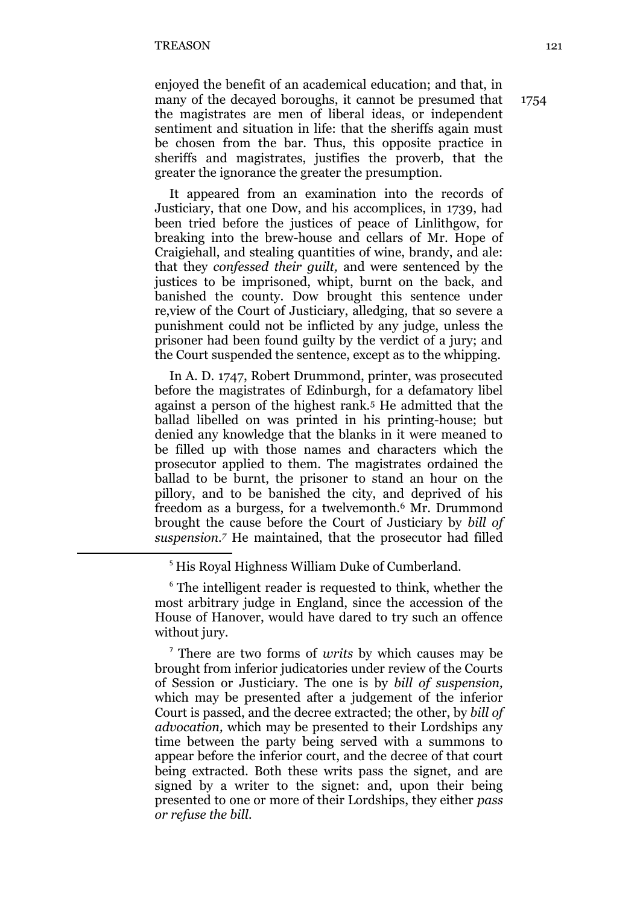enjoyed the benefit of an academical education; and that, in many of the decayed boroughs, it cannot be presumed that the magistrates are men of liberal ideas, or independent sentiment and situation in life: that the sheriffs again must be chosen from the bar. Thus, this opposite practice in sheriffs and magistrates, justifies the proverb, that the greater the ignorance the greater the presumption.

1754

It appeared from an examination into the records of Justiciary, that one Dow, and his accomplices, in 1739, had been tried before the justices of peace of Linlithgow, for breaking into the brew-house and cellars of Mr. Hope of Craigiehall, and stealing quantities of wine, brandy, and ale: that they *confessed their guilt,* and were sentenced by the justices to be imprisoned, whipt, burnt on the back, and banished the county. Dow brought this sentence under re,view of the Court of Justiciary, alledging, that so severe a punishment could not be inflicted by any judge, unless the prisoner had been found guilty by the verdict of a jury; and the Court suspended the sentence, except as to the whipping.

In A. D. 1747, Robert Drummond, printer, was prosecuted before the magistrates of Edinburgh, for a defamatory libel against a person of the highest rank.[5] He admitted that the ballad libelled on was printed in his printing-house; but denied any knowledge that the blanks in it were meaned to be filled up with those names and characters which the prosecutor applied to them. The magistrates ordained the ballad to be burnt, the prisoner to stand an hour on the pillory, and to be banished the city, and deprived of his freedom as a burgess, for a twelvemonth.[6] Mr. Drummond brought the cause before the Court of Justiciary by *bill of suspension.*[7] He maintained, that the prosecutor had filled

---

[5] His Royal Highness William Duke of Cumberland.

[6] The intelligent reader is requested to think, whether the most arbitrary judge in England, since the accession of the House of Hanover, would have dared to try such an offence without jury.

[7] There are two forms of *writs* by which causes may be brought from inferior judicatories under review of the Courts of Session or Justiciary. The one is by *bill of suspension,* which may be presented after a judgement of the inferior Court is passed, and the decree extracted; the other, by *bill of advocation,* which may be presented to their Lordships any time between the party being served with a summons to appear before the inferior court, and the decree of that court being extracted. Both these writs pass the signet, and are signed by a writer to the signet: and, upon their being presented to one or more of their Lordships, they either *pass or refuse the bill.*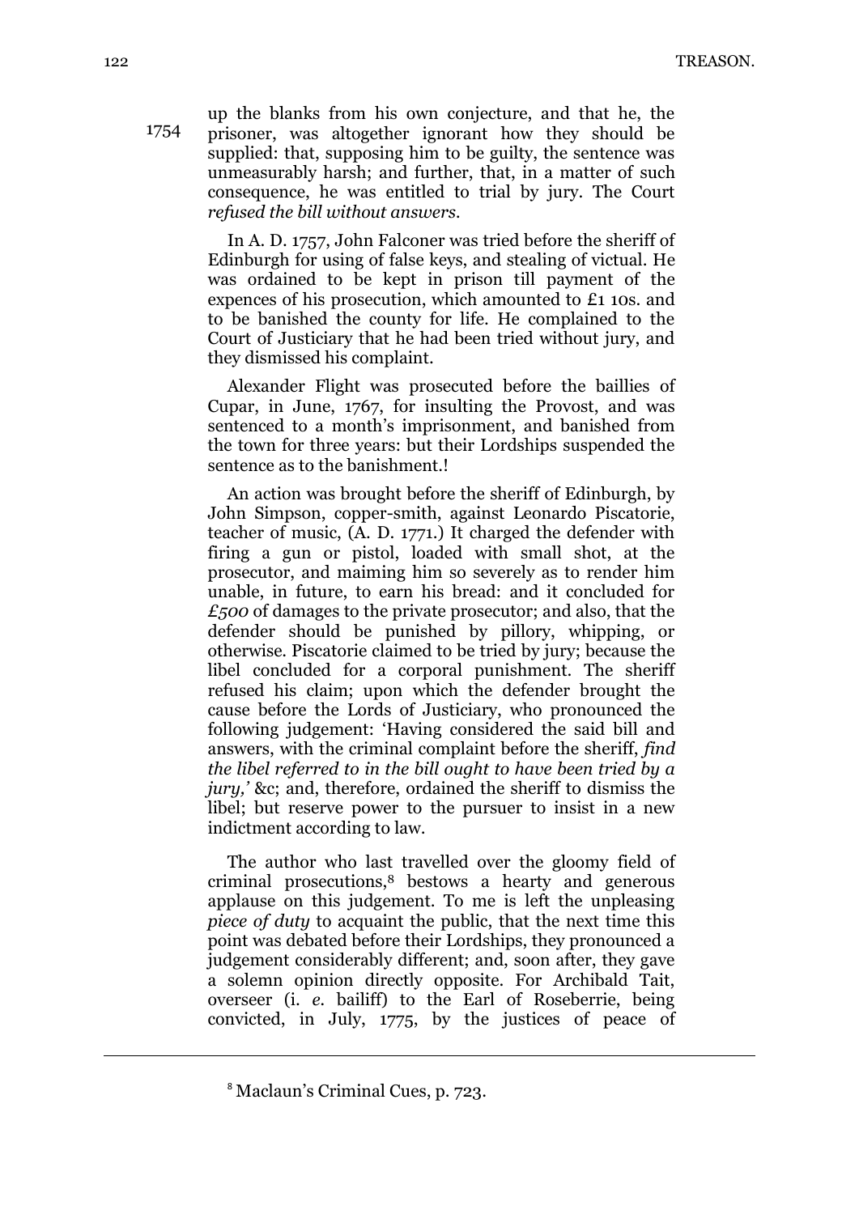1754 up the blanks from his own conjecture, and that he, the prisoner, was altogether ignorant how they should be supplied: that, supposing him to be guilty, the sentence was unmeasurably harsh; and further, that, in a matter of such consequence, he was entitled to trial by jury. The Court *refused the bill without answers*.

In A. D. 1757, John Falconer was tried before the sheriff of Edinburgh for using of false keys, and stealing of victual. He was ordained to be kept in prison till payment of the expences of his prosecution, which amounted to £1 10s. and to be banished the county for life. He complained to the Court of Justiciary that he had been tried without jury, and they dismissed his complaint.

Alexander Flight was prosecuted before the baillies of Cupar, in June, 1767, for insulting the Provost, and was sentenced to a month's imprisonment, and banished from the town for three years: but their Lordships suspended the sentence as to the banishment.!

An action was brought before the sheriff of Edinburgh, by John Simpson, copper-smith, against Leonardo Piscatorie, teacher of music, (A. D. 1771.) It charged the defender with firing a gun or pistol, loaded with small shot, at the prosecutor, and maiming him so severely as to render him unable, in future, to earn his bread: and it concluded for *£500* of damages to the private prosecutor; and also, that the defender should be punished by pillory, whipping, or otherwise. Piscatorie claimed to be tried by jury; because the libel concluded for a corporal punishment. The sheriff refused his claim; upon which the defender brought the cause before the Lords of Justiciary, who pronounced the following judgement: 'Having considered the said bill and answers, with the criminal complaint before the sheriff, *find the libel referred to in the bill ought to have been tried by a jury,'* &c; and, therefore, ordained the sheriff to dismiss the libel; but reserve power to the pursuer to insist in a new indictment according to law.

The author who last travelled over the gloomy field of criminal prosecutions,[8] bestows a hearty and generous applause on this judgement. To me is left the unpleasing *piece of duty* to acquaint the public, that the next time this point was debated before their Lordships, they pronounced a judgement considerably different; and, soon after, they gave a solemn opinion directly opposite. For Archibald Tait, overseer (i. *e.* bailiff) to the Earl of Roseberrie, being convicted, in July, 1775, by the justices of peace of

---

[8] Maclaun's Criminal Cues, p. 723.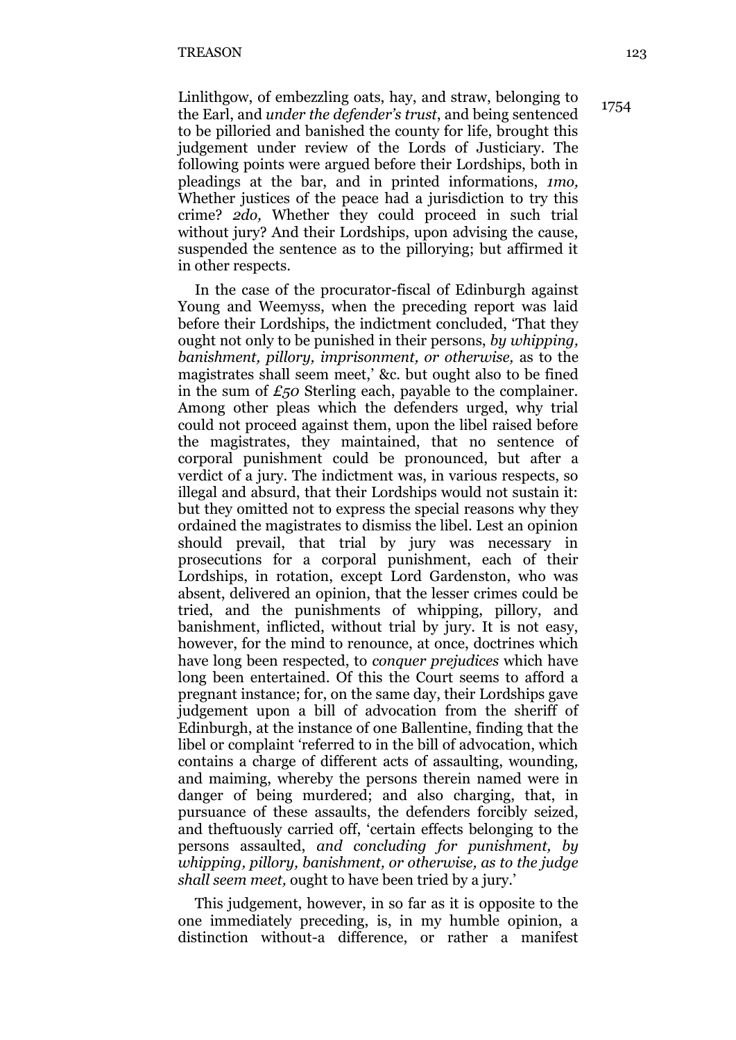Linlithgow, of embezzling oats, hay, and straw, belonging to the Earl, and *under the defender's trust*, and being sentenced to be pilloried and banished the county for life, brought this judgement under review of the Lords of Justiciary. The following points were argued before their Lordships, both in pleadings at the bar, and in printed informations, *1mo,* Whether justices of the peace had a jurisdiction to try this crime? *2do,* Whether they could proceed in such trial without jury? And their Lordships, upon advising the cause, suspended the sentence as to the pillorying; but affirmed it in other respects.

1754

In the case of the procurator-fiscal of Edinburgh against Young and Weemyss, when the preceding report was laid before their Lordships, the indictment concluded, 'That they ought not only to be punished in their persons, *by whipping, banishment, pillory, imprisonment, or otherwise,* as to the magistrates shall seem meet,' &c. but ought also to be fined in the sum of *£50* Sterling each, payable to the complainer. Among other pleas which the defenders urged, why trial could not proceed against them, upon the libel raised before the magistrates, they maintained, that no sentence of corporal punishment could be pronounced, but after a verdict of a jury. The indictment was, in various respects, so illegal and absurd, that their Lordships would not sustain it: but they omitted not to express the special reasons why they ordained the magistrates to dismiss the libel. Lest an opinion should prevail, that trial by jury was necessary in prosecutions for a corporal punishment, each of their Lordships, in rotation, except Lord Gardenston, who was absent, delivered an opinion, that the lesser crimes could be tried, and the punishments of whipping, pillory, and banishment, inflicted, without trial by jury. It is not easy, however, for the mind to renounce, at once, doctrines which have long been respected, to *conquer prejudices* which have long been entertained. Of this the Court seems to afford a pregnant instance; for, on the same day, their Lordships gave judgement upon a bill of advocation from the sheriff of Edinburgh, at the instance of one Ballentine, finding that the libel or complaint 'referred to in the bill of advocation, which contains a charge of different acts of assaulting, wounding, and maiming, whereby the persons therein named were in danger of being murdered; and also charging, that, in pursuance of these assaults, the defenders forcibly seized, and theftuously carried off, 'certain effects belonging to the persons assaulted, *and concluding for punishment, by whipping, pillory, banishment, or otherwise, as to the judge shall seem meet,* ought to have been tried by a jury.'

This judgement, however, in so far as it is opposite to the one immediately preceding, is, in my humble opinion, a distinction without-a difference, or rather a manifest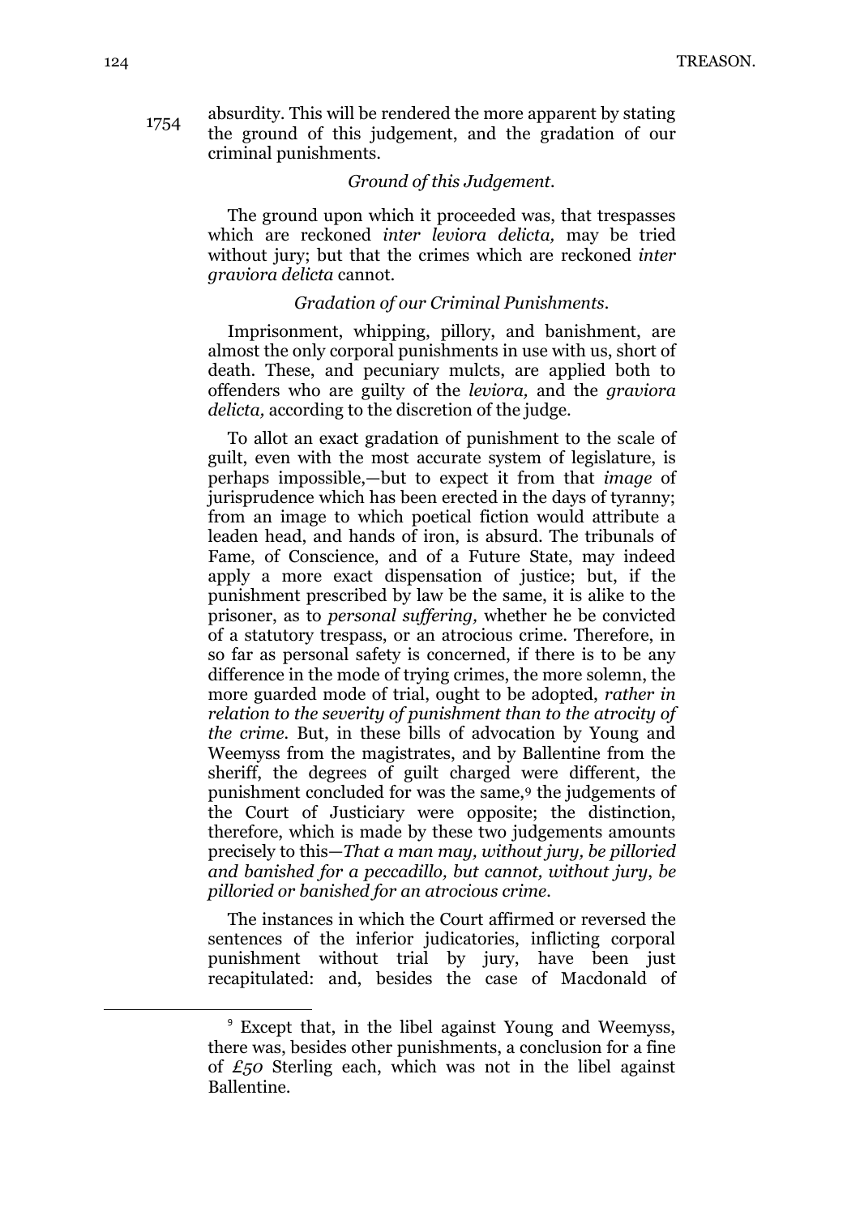1754

absurdity. This will be rendered the more apparent by stating the ground of this judgement, and the gradation of our criminal punishments.

*Ground of this Judgement.*

The ground upon which it proceeded was, that trespasses which are reckoned *inter leviora delicta,* may be tried without jury; but that the crimes which are reckoned *inter graviora delicta* cannot.

*Gradation of our Criminal Punishments.*

Imprisonment, whipping, pillory, and banishment, are almost the only corporal punishments in use with us, short of death. These, and pecuniary mulcts, are applied both to offenders who are guilty of the *leviora,* and the *graviora delicta,* according to the discretion of the judge.

To allot an exact gradation of punishment to the scale of guilt, even with the most accurate system of legislature, is perhaps impossible,—but to expect it from that *image* of jurisprudence which has been erected in the days of tyranny; from an image to which poetical fiction would attribute a leaden head, and hands of iron, is absurd. The tribunals of Fame, of Conscience, and of a Future State, may indeed apply a more exact dispensation of justice; but, if the punishment prescribed by law be the same, it is alike to the prisoner, as to *personal suffering,* whether he be convicted of a statutory trespass, or an atrocious crime. Therefore, in so far as personal safety is concerned, if there is to be any difference in the mode of trying crimes, the more solemn, the more guarded mode of trial, ought to be adopted, *rather in relation to the severity of punishment than to the atrocity of the crime.* But, in these bills of advocation by Young and Weemyss from the magistrates, and by Ballentine from the sheriff, the degrees of guilt charged were different, the punishment concluded for was the same,[9] the judgements of the Court of Justiciary were opposite; the distinction, therefore, which is made by these two judgements amounts precisely to this—*That a man may, without jury, be pilloried and banished for a peccadillo, but cannot, without jury, be pilloried or banished for an atrocious crime.*

The instances in which the Court affirmed or reversed the sentences of the inferior judicatories, inflicting corporal punishment without trial by jury, have been just recapitulated: and, besides the case of Macdonald of

---

[9] Except that, in the libel against Young and Weemyss, there was, besides other punishments, a conclusion for a fine of *£50* Sterling each, which was not in the libel against Ballentine.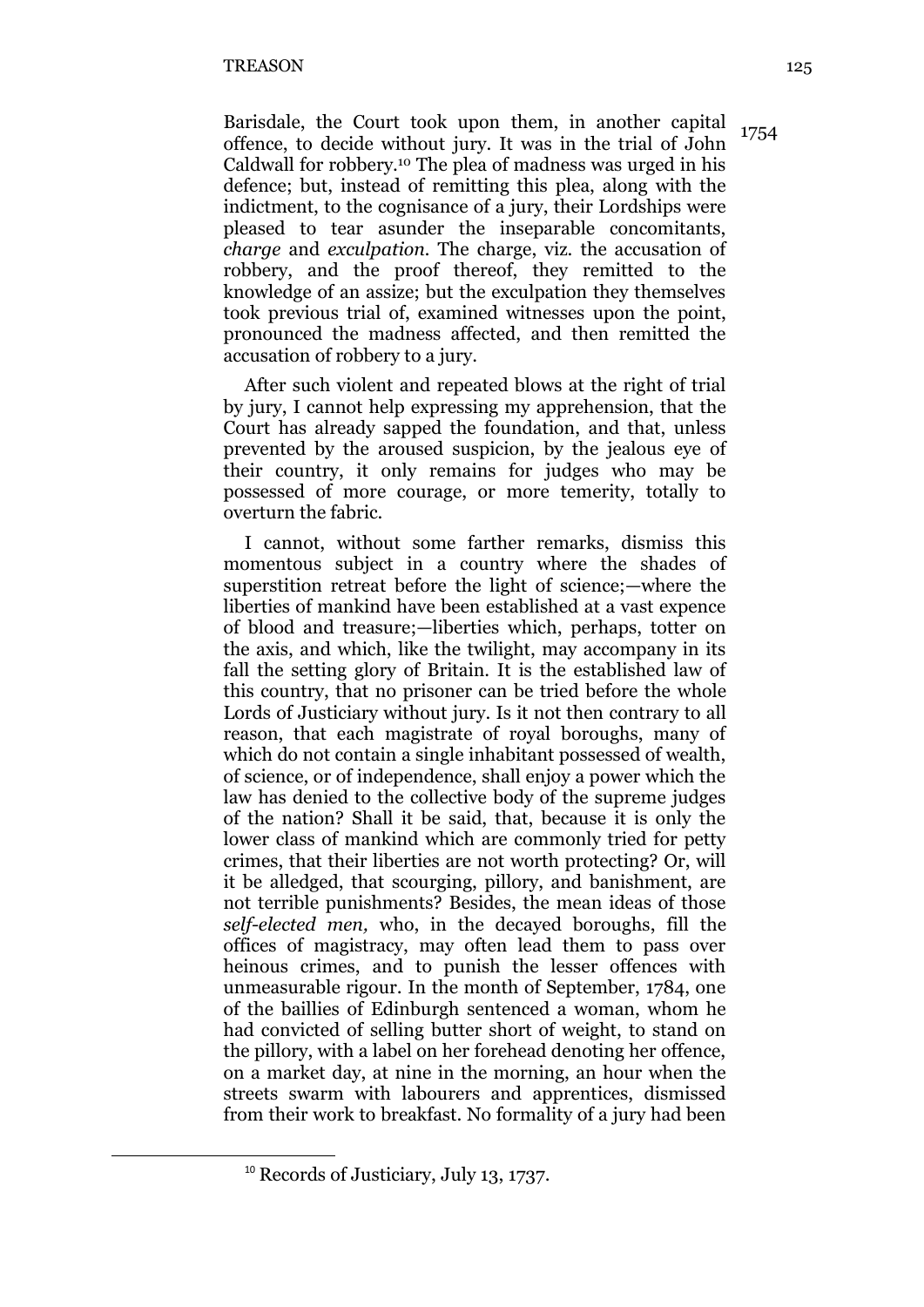Barisdale, the Court took upon them, in another capital offence, to decide without jury. It was in the trial of John Caldwall for robbery.[10] The plea of madness was urged in his defence; but, instead of remitting this plea, along with the indictment, to the cognisance of a jury, their Lordships were pleased to tear asunder the inseparable concomitants, *charge* and *exculpation*. The charge, viz. the accusation of robbery, and the proof thereof, they remitted to the knowledge of an assize; but the exculpation they themselves took previous trial of, examined witnesses upon the point, pronounced the madness affected, and then remitted the accusation of robbery to a jury.

1754

After such violent and repeated blows at the right of trial by jury, I cannot help expressing my apprehension, that the Court has already sapped the foundation, and that, unless prevented by the aroused suspicion, by the jealous eye of their country, it only remains for judges who may be possessed of more courage, or more temerity, totally to overturn the fabric.

I cannot, without some farther remarks, dismiss this momentous subject in a country where the shades of superstition retreat before the light of science;—where the liberties of mankind have been established at a vast expence of blood and treasure;—liberties which, perhaps, totter on the axis, and which, like the twilight, may accompany in its fall the setting glory of Britain. It is the established law of this country, that no prisoner can be tried before the whole Lords of Justiciary without jury. Is it not then contrary to all reason, that each magistrate of royal boroughs, many of which do not contain a single inhabitant possessed of wealth, of science, or of independence, shall enjoy a power which the law has denied to the collective body of the supreme judges of the nation? Shall it be said, that, because it is only the lower class of mankind which are commonly tried for petty crimes, that their liberties are not worth protecting? Or, will it be alledged, that scourging, pillory, and banishment, are not terrible punishments? Besides, the mean ideas of those *self-elected men,* who, in the decayed boroughs, fill the offices of magistracy, may often lead them to pass over heinous crimes, and to punish the lesser offences with unmeasurable rigour. In the month of September, 1784, one of the baillies of Edinburgh sentenced a woman, whom he had convicted of selling butter short of weight, to stand on the pillory, with a label on her forehead denoting her offence, on a market day, at nine in the morning, an hour when the streets swarm with labourers and apprentices, dismissed from their work to breakfast. No formality of a jury had been

[10] Records of Justiciary, July 13, 1737.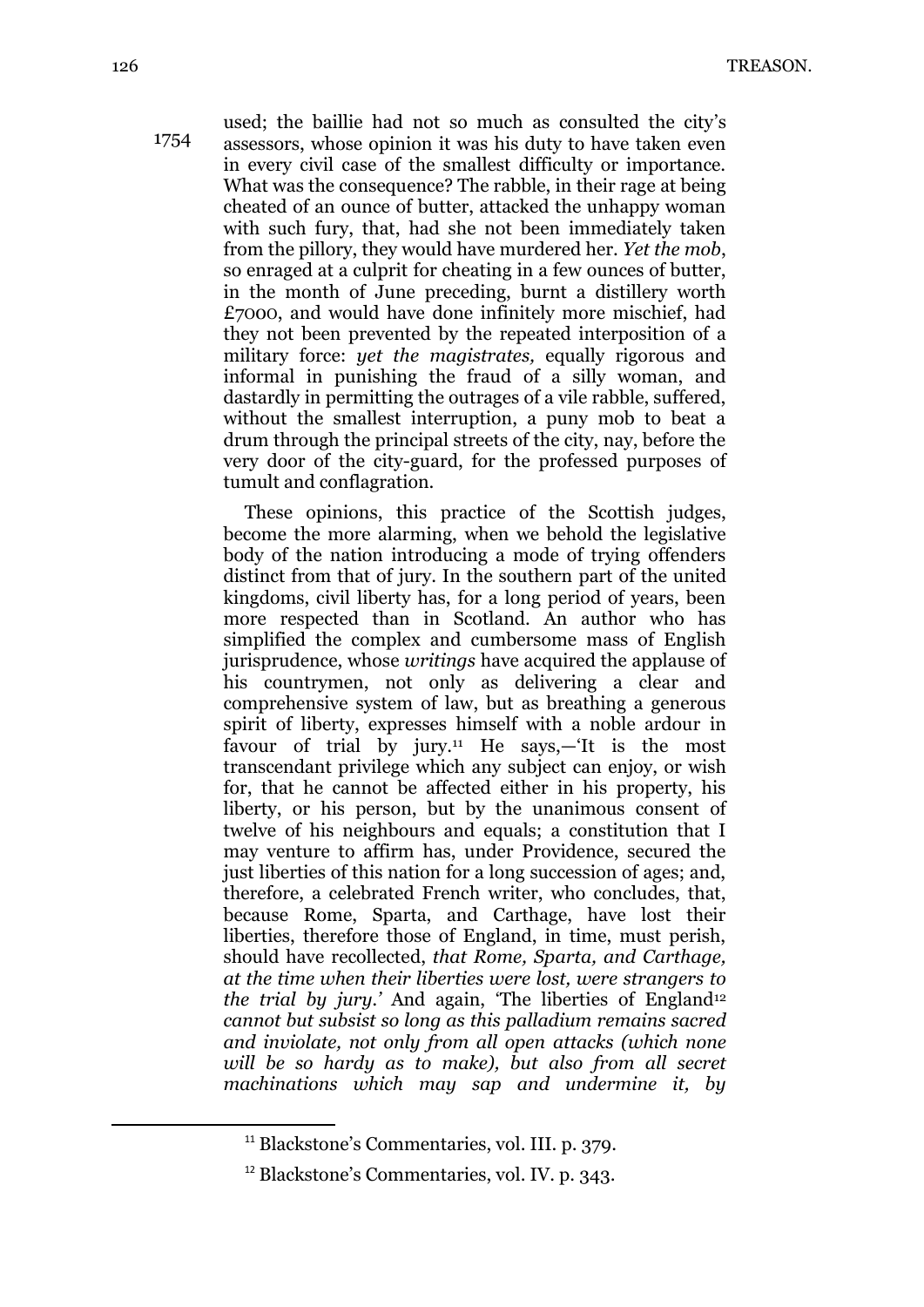1754

used; the baillie had not so much as consulted the city's assessors, whose opinion it was his duty to have taken even in every civil case of the smallest difficulty or importance. What was the consequence? The rabble, in their rage at being cheated of an ounce of butter, attacked the unhappy woman with such fury, that, had she not been immediately taken from the pillory, they would have murdered her. *Yet the mob*, so enraged at a culprit for cheating in a few ounces of butter, in the month of June preceding, burnt a distillery worth £7000, and would have done infinitely more mischief, had they not been prevented by the repeated interposition of a military force: *yet the magistrates,* equally rigorous and informal in punishing the fraud of a silly woman, and dastardly in permitting the outrages of a vile rabble, suffered, without the smallest interruption, a puny mob to beat a drum through the principal streets of the city, nay, before the very door of the city-guard, for the professed purposes of tumult and conflagration.

These opinions, this practice of the Scottish judges, become the more alarming, when we behold the legislative body of the nation introducing a mode of trying offenders distinct from that of jury. In the southern part of the united kingdoms, civil liberty has, for a long period of years, been more respected than in Scotland. An author who has simplified the complex and cumbersome mass of English jurisprudence, whose *writings* have acquired the applause of his countrymen, not only as delivering a clear and comprehensive system of law, but as breathing a generous spirit of liberty, expresses himself with a noble ardour in favour of trial by jury.[11] He says,—'It is the most transcendant privilege which any subject can enjoy, or wish for, that he cannot be affected either in his property, his liberty, or his person, but by the unanimous consent of twelve of his neighbours and equals; a constitution that I may venture to affirm has, under Providence, secured the just liberties of this nation for a long succession of ages; and, therefore, a celebrated French writer, who concludes, that, because Rome, Sparta, and Carthage, have lost their liberties, therefore those of England, in time, must perish, should have recollected, *that Rome, Sparta, and Carthage, at the time when their liberties were lost, were strangers to the trial by jury.*' And again, 'The liberties of England[12] *cannot but subsist so long as this palladium remains sacred and inviolate, not only from all open attacks (which none will be so hardy as to make), but also from all secret machinations which may sap and undermine it, by*

[11] Blackstone's Commentaries, vol. III. p. 379.

[12] Blackstone's Commentaries, vol. IV. p. 343.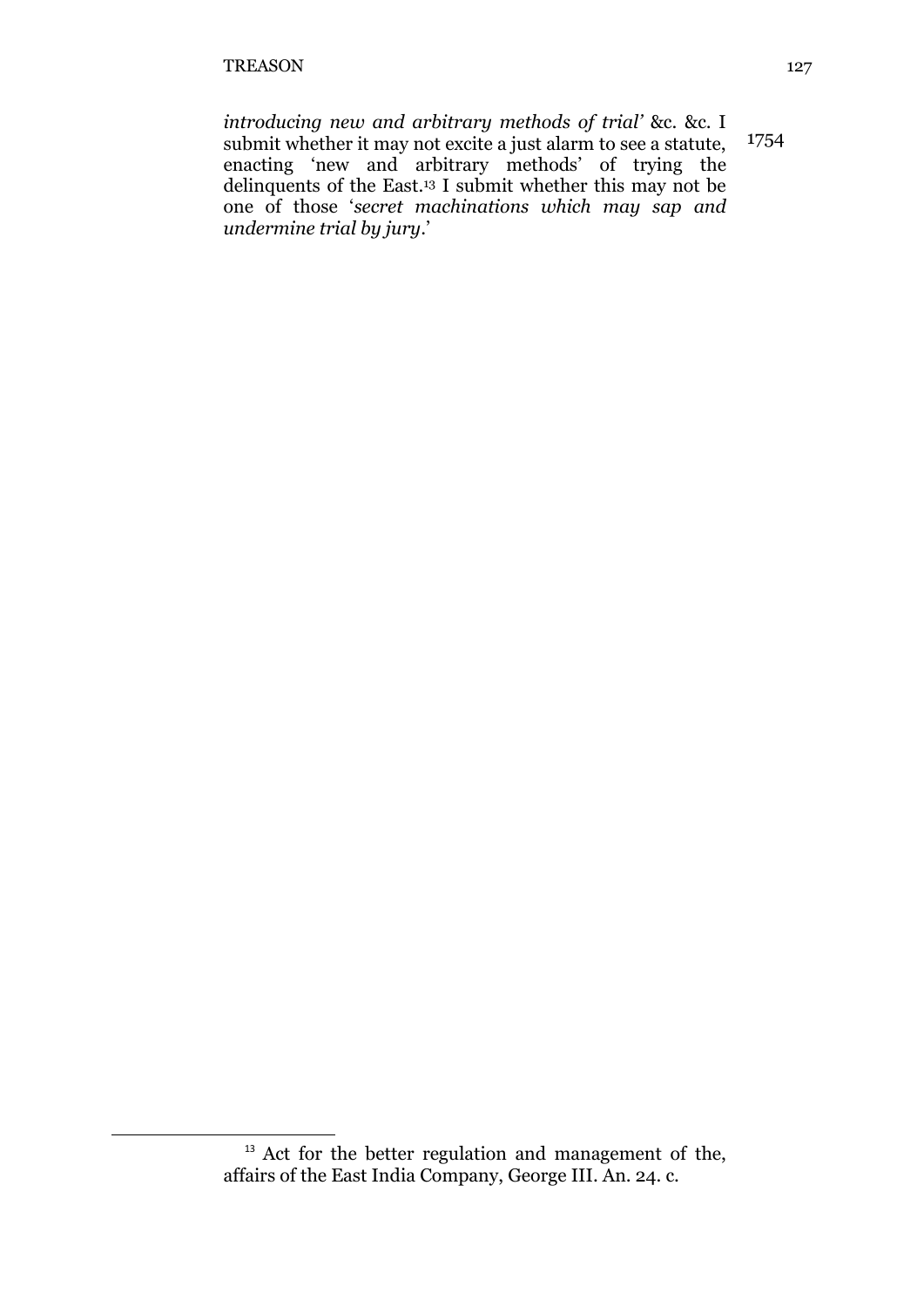*introducing new and arbitrary methods of trial'* &c. &c. I submit whether it may not excite a just alarm to see a statute, enacting 'new and arbitrary methods' of trying the delinquents of the East.[13] I submit whether this may not be one of those '*secret machinations which may sap and undermine trial by jury*.'

1754

[13] Act for the better regulation and management of the, affairs of the East India Company, George III. An. 24. c.